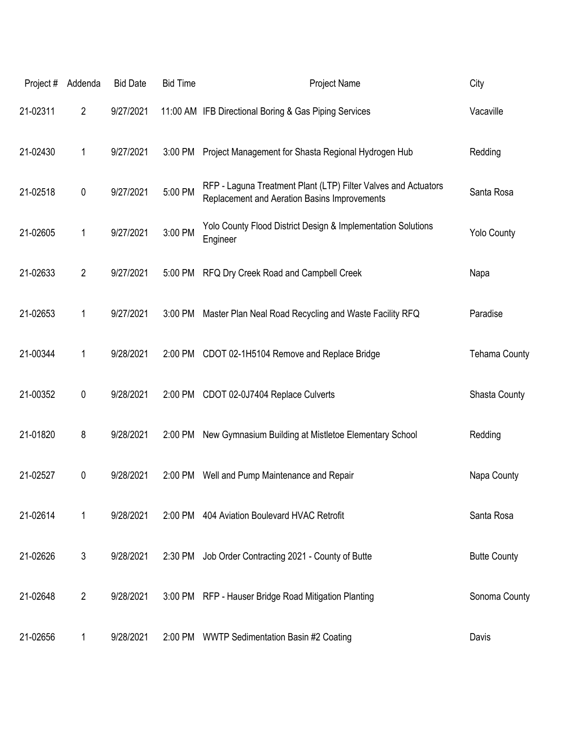| Project # | Addenda | Bid Date | Bid Time | Project Name | City |
|---|---|---|---|---|---|
| 21-02311 | 2 | 9/27/2021 | 11:00 AM | IFB Directional Boring & Gas Piping Services | Vacaville |
| 21-02430 | 1 | 9/27/2021 | 3:00 PM | Project Management for Shasta Regional Hydrogen Hub | Redding |
| 21-02518 | 0 | 9/27/2021 | 5:00 PM | RFP - Laguna Treatment Plant (LTP) Filter Valves and Actuators Replacement and Aeration Basins Improvements | Santa Rosa |
| 21-02605 | 1 | 9/27/2021 | 3:00 PM | Yolo County Flood District Design & Implementation Solutions Engineer | Yolo County |
| 21-02633 | 2 | 9/27/2021 | 5:00 PM | RFQ Dry Creek Road and Campbell Creek | Napa |
| 21-02653 | 1 | 9/27/2021 | 3:00 PM | Master Plan Neal Road Recycling and Waste Facility RFQ | Paradise |
| 21-00344 | 1 | 9/28/2021 | 2:00 PM | CDOT 02-1H5104 Remove and Replace Bridge | Tehama County |
| 21-00352 | 0 | 9/28/2021 | 2:00 PM | CDOT 02-0J7404 Replace Culverts | Shasta County |
| 21-01820 | 8 | 9/28/2021 | 2:00 PM | New Gymnasium Building at Mistletoe Elementary School | Redding |
| 21-02527 | 0 | 9/28/2021 | 2:00 PM | Well and Pump Maintenance and Repair | Napa County |
| 21-02614 | 1 | 9/28/2021 | 2:00 PM | 404 Aviation Boulevard HVAC Retrofit | Santa Rosa |
| 21-02626 | 3 | 9/28/2021 | 2:30 PM | Job Order Contracting 2021 - County of Butte | Butte County |
| 21-02648 | 2 | 9/28/2021 | 3:00 PM | RFP - Hauser Bridge Road Mitigation Planting | Sonoma County |
| 21-02656 | 1 | 9/28/2021 | 2:00 PM | WWTP Sedimentation Basin #2 Coating | Davis |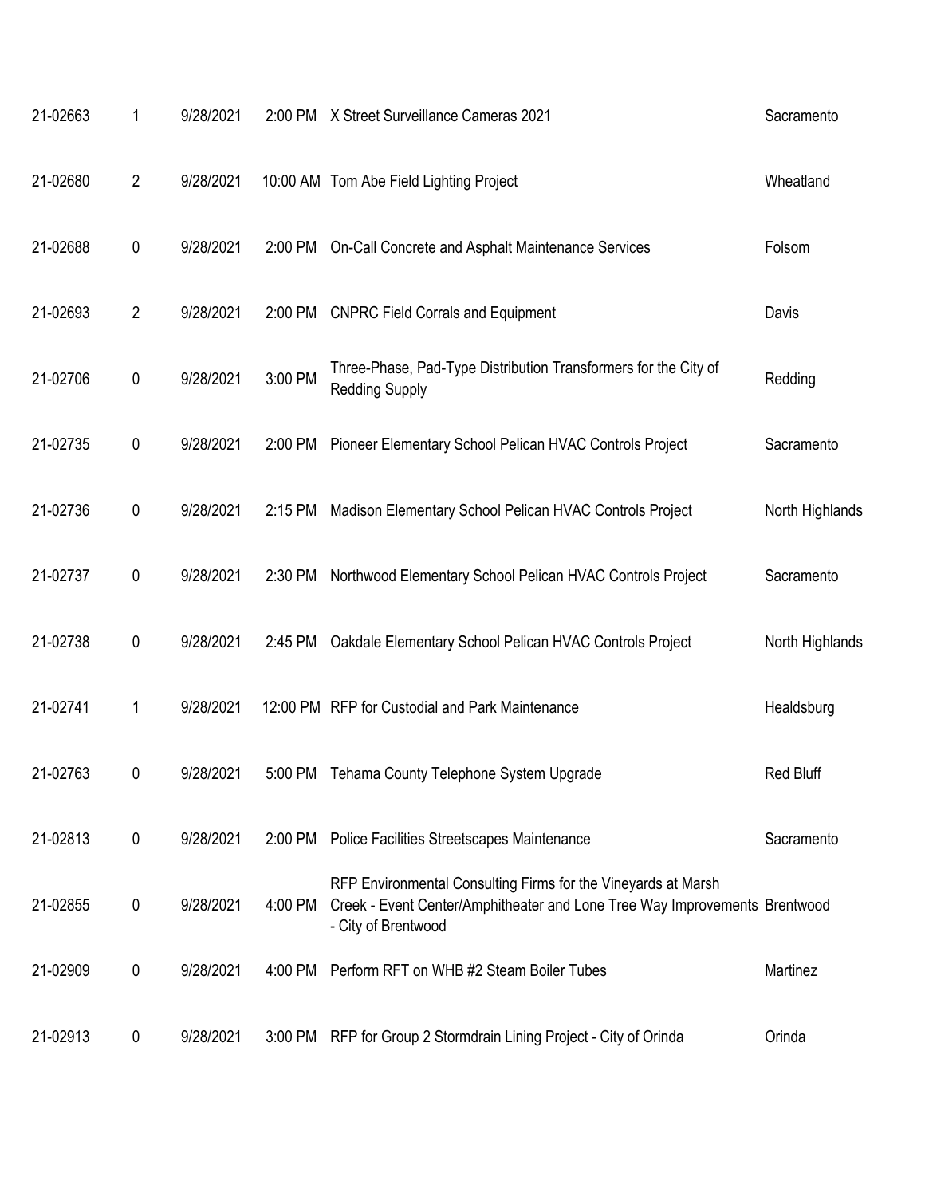| | | | | | |
|---|---|---|---|---|---|
| 21-02663 | 1 | 9/28/2021 | 2:00 PM | X Street Surveillance Cameras 2021 | Sacramento |
| 21-02680 | 2 | 9/28/2021 | 10:00 AM | Tom Abe Field Lighting Project | Wheatland |
| 21-02688 | 0 | 9/28/2021 | 2:00 PM | On-Call Concrete and Asphalt Maintenance Services | Folsom |
| 21-02693 | 2 | 9/28/2021 | 2:00 PM | CNPRC Field Corrals and Equipment | Davis |
| 21-02706 | 0 | 9/28/2021 | 3:00 PM | Three-Phase, Pad-Type Distribution Transformers for the City of Redding Supply | Redding |
| 21-02735 | 0 | 9/28/2021 | 2:00 PM | Pioneer Elementary School Pelican HVAC Controls Project | Sacramento |
| 21-02736 | 0 | 9/28/2021 | 2:15 PM | Madison Elementary School Pelican HVAC Controls Project | North Highlands |
| 21-02737 | 0 | 9/28/2021 | 2:30 PM | Northwood Elementary School Pelican HVAC Controls Project | Sacramento |
| 21-02738 | 0 | 9/28/2021 | 2:45 PM | Oakdale Elementary School Pelican HVAC Controls Project | North Highlands |
| 21-02741 | 1 | 9/28/2021 | 12:00 PM | RFP for Custodial and Park Maintenance | Healdsburg |
| 21-02763 | 0 | 9/28/2021 | 5:00 PM | Tehama County Telephone System Upgrade | Red Bluff |
| 21-02813 | 0 | 9/28/2021 | 2:00 PM | Police Facilities Streetscapes Maintenance | Sacramento |
| 21-02855 | 0 | 9/28/2021 | 4:00 PM | RFP Environmental Consulting Firms for the Vineyards at Marsh Creek - Event Center/Amphitheater and Lone Tree Way Improvements - City of Brentwood | Brentwood |
| 21-02909 | 0 | 9/28/2021 | 4:00 PM | Perform RFT on WHB #2 Steam Boiler Tubes | Martinez |
| 21-02913 | 0 | 9/28/2021 | 3:00 PM | RFP for Group 2 Stormdrain Lining Project - City of Orinda | Orinda |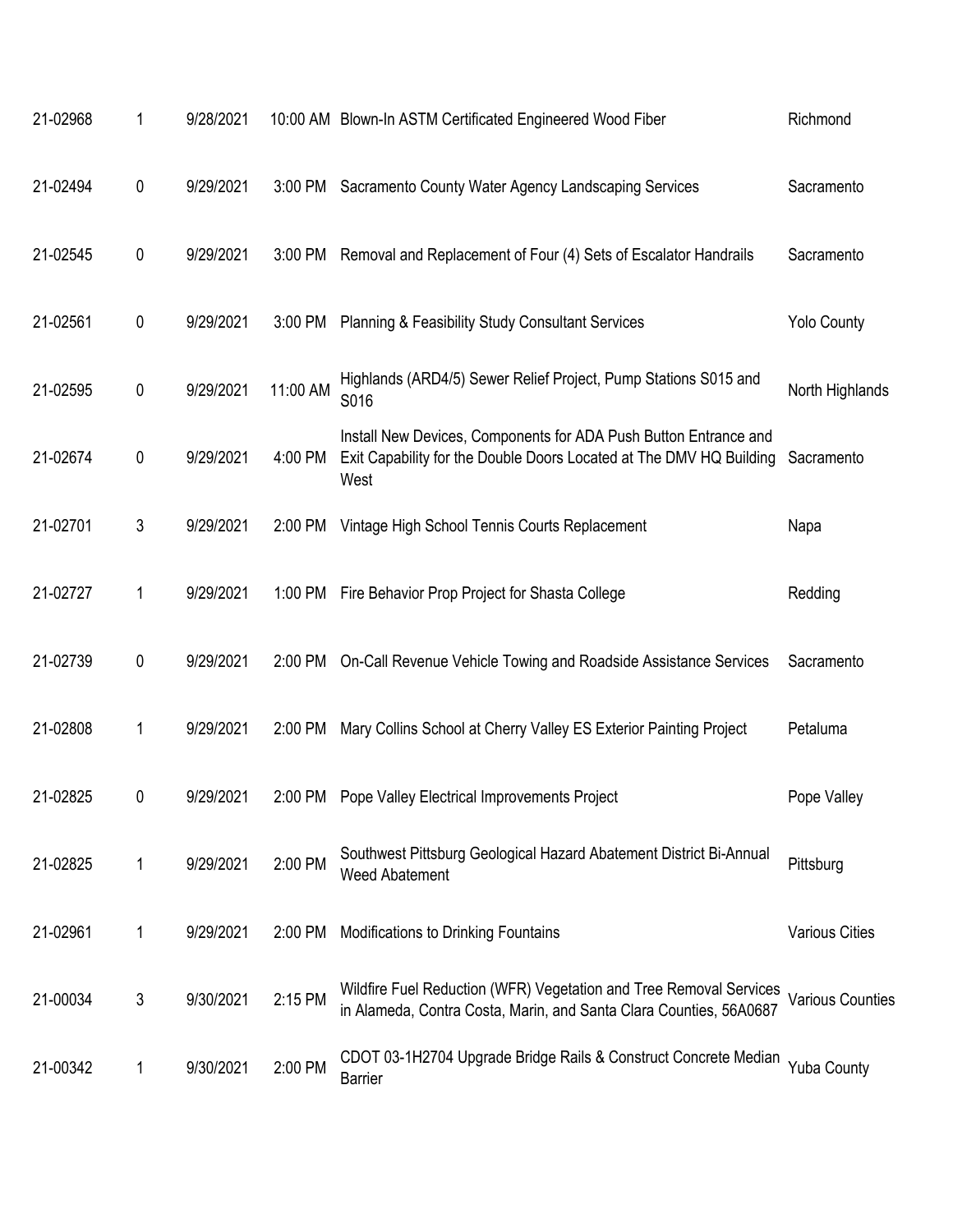| | | | | | |
|---|---|---|---|---|---|
| 21-02968 | 1 | 9/28/2021 | 10:00 AM | Blown-In ASTM Certificated Engineered Wood Fiber | Richmond |
| 21-02494 | 0 | 9/29/2021 | 3:00 PM | Sacramento County Water Agency Landscaping Services | Sacramento |
| 21-02545 | 0 | 9/29/2021 | 3:00 PM | Removal and Replacement of Four (4) Sets of Escalator Handrails | Sacramento |
| 21-02561 | 0 | 9/29/2021 | 3:00 PM | Planning & Feasibility Study Consultant Services | Yolo County |
| 21-02595 | 0 | 9/29/2021 | 11:00 AM | Highlands (ARD4/5) Sewer Relief Project, Pump Stations S015 and S016 | North Highlands |
| 21-02674 | 0 | 9/29/2021 | 4:00 PM | Install New Devices, Components for ADA Push Button Entrance and Exit Capability for the Double Doors Located at The DMV HQ Building West | Sacramento |
| 21-02701 | 3 | 9/29/2021 | 2:00 PM | Vintage High School Tennis Courts Replacement | Napa |
| 21-02727 | 1 | 9/29/2021 | 1:00 PM | Fire Behavior Prop Project for Shasta College | Redding |
| 21-02739 | 0 | 9/29/2021 | 2:00 PM | On-Call Revenue Vehicle Towing and Roadside Assistance Services | Sacramento |
| 21-02808 | 1 | 9/29/2021 | 2:00 PM | Mary Collins School at Cherry Valley ES Exterior Painting Project | Petaluma |
| 21-02825 | 0 | 9/29/2021 | 2:00 PM | Pope Valley Electrical Improvements Project | Pope Valley |
| 21-02825 | 1 | 9/29/2021 | 2:00 PM | Southwest Pittsburg Geological Hazard Abatement District Bi-Annual Weed Abatement | Pittsburg |
| 21-02961 | 1 | 9/29/2021 | 2:00 PM | Modifications to Drinking Fountains | Various Cities |
| 21-00034 | 3 | 9/30/2021 | 2:15 PM | Wildfire Fuel Reduction (WFR) Vegetation and Tree Removal Services in Alameda, Contra Costa, Marin, and Santa Clara Counties, 56A0687 | Various Counties |
| 21-00342 | 1 | 9/30/2021 | 2:00 PM | CDOT 03-1H2704 Upgrade Bridge Rails & Construct Concrete Median Barrier | Yuba County |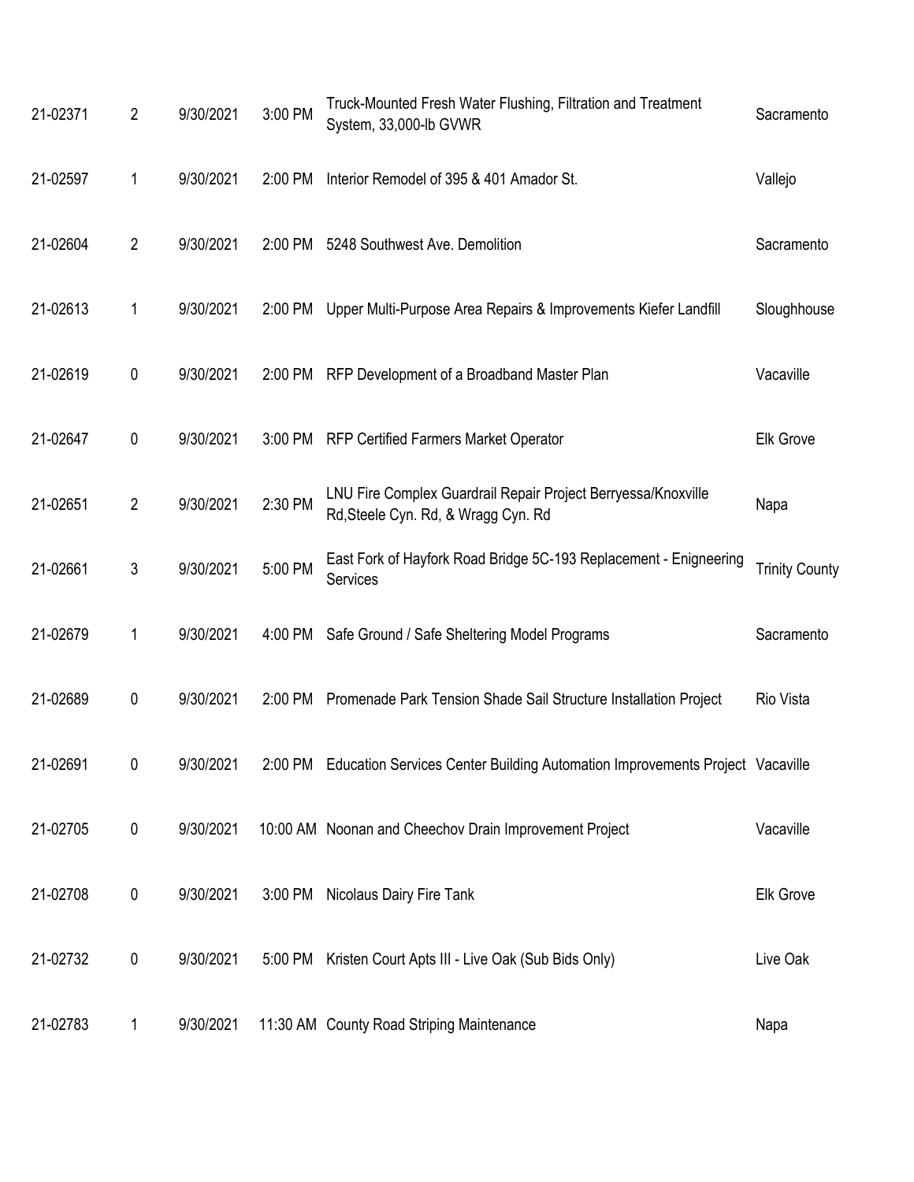| | | | | | |
|---|---|---|---|---|---|
| 21-02371 | 2 | 9/30/2021 | 3:00 PM | Truck-Mounted Fresh Water Flushing, Filtration and Treatment System, 33,000-lb GVWR | Sacramento |
| 21-02597 | 1 | 9/30/2021 | 2:00 PM | Interior Remodel of 395 & 401 Amador St. | Vallejo |
| 21-02604 | 2 | 9/30/2021 | 2:00 PM | 5248 Southwest Ave. Demolition | Sacramento |
| 21-02613 | 1 | 9/30/2021 | 2:00 PM | Upper Multi-Purpose Area Repairs & Improvements Kiefer Landfill | Sloughhouse |
| 21-02619 | 0 | 9/30/2021 | 2:00 PM | RFP Development of a Broadband Master Plan | Vacaville |
| 21-02647 | 0 | 9/30/2021 | 3:00 PM | RFP Certified Farmers Market Operator | Elk Grove |
| 21-02651 | 2 | 9/30/2021 | 2:30 PM | LNU Fire Complex Guardrail Repair Project Berryessa/Knoxville Rd,Steele Cyn. Rd, & Wragg Cyn. Rd | Napa |
| 21-02661 | 3 | 9/30/2021 | 5:00 PM | East Fork of Hayfork Road Bridge 5C-193 Replacement - Enigneering Services | Trinity County |
| 21-02679 | 1 | 9/30/2021 | 4:00 PM | Safe Ground / Safe Sheltering Model Programs | Sacramento |
| 21-02689 | 0 | 9/30/2021 | 2:00 PM | Promenade Park Tension Shade Sail Structure Installation Project | Rio Vista |
| 21-02691 | 0 | 9/30/2021 | 2:00 PM | Education Services Center Building Automation Improvements Project | Vacaville |
| 21-02705 | 0 | 9/30/2021 | 10:00 AM | Noonan and Cheechov Drain Improvement Project | Vacaville |
| 21-02708 | 0 | 9/30/2021 | 3:00 PM | Nicolaus Dairy Fire Tank | Elk Grove |
| 21-02732 | 0 | 9/30/2021 | 5:00 PM | Kristen Court Apts III - Live Oak (Sub Bids Only) | Live Oak |
| 21-02783 | 1 | 9/30/2021 | 11:30 AM | County Road Striping Maintenance | Napa |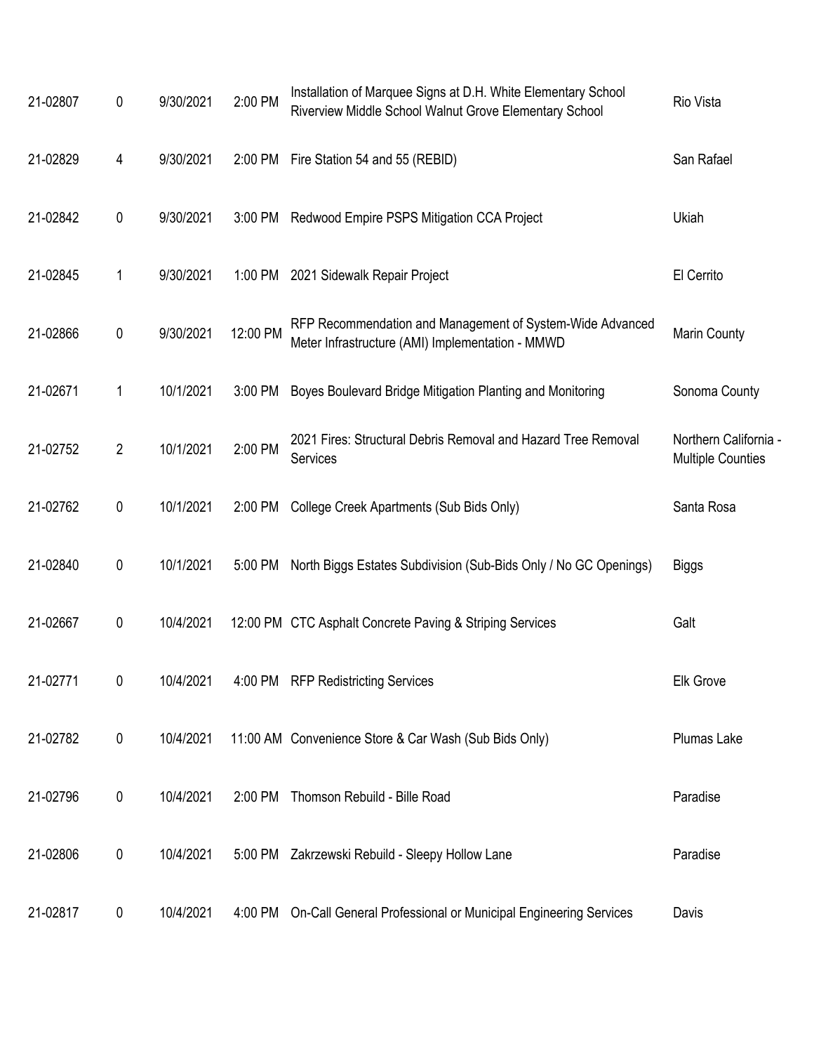| | | | | | |
|---|---|---|---|---|---|
| 21-02807 | 0 | 9/30/2021 | 2:00 PM | Installation of Marquee Signs at D.H. White Elementary School Riverview Middle School Walnut Grove Elementary School | Rio Vista |
| 21-02829 | 4 | 9/30/2021 | 2:00 PM | Fire Station 54 and 55 (REBID) | San Rafael |
| 21-02842 | 0 | 9/30/2021 | 3:00 PM | Redwood Empire PSPS Mitigation CCA Project | Ukiah |
| 21-02845 | 1 | 9/30/2021 | 1:00 PM | 2021 Sidewalk Repair Project | El Cerrito |
| 21-02866 | 0 | 9/30/2021 | 12:00 PM | RFP Recommendation and Management of System-Wide Advanced Meter Infrastructure (AMI) Implementation - MMWD | Marin County |
| 21-02671 | 1 | 10/1/2021 | 3:00 PM | Boyes Boulevard Bridge Mitigation Planting and Monitoring | Sonoma County |
| 21-02752 | 2 | 10/1/2021 | 2:00 PM | 2021 Fires: Structural Debris Removal and Hazard Tree Removal Services | Northern California - Multiple Counties |
| 21-02762 | 0 | 10/1/2021 | 2:00 PM | College Creek Apartments (Sub Bids Only) | Santa Rosa |
| 21-02840 | 0 | 10/1/2021 | 5:00 PM | North Biggs Estates Subdivision (Sub-Bids Only / No GC Openings) | Biggs |
| 21-02667 | 0 | 10/4/2021 | 12:00 PM | CTC Asphalt Concrete Paving & Striping Services | Galt |
| 21-02771 | 0 | 10/4/2021 | 4:00 PM | RFP Redistricting Services | Elk Grove |
| 21-02782 | 0 | 10/4/2021 | 11:00 AM | Convenience Store & Car Wash (Sub Bids Only) | Plumas Lake |
| 21-02796 | 0 | 10/4/2021 | 2:00 PM | Thomson Rebuild - Bille Road | Paradise |
| 21-02806 | 0 | 10/4/2021 | 5:00 PM | Zakrzewski Rebuild - Sleepy Hollow Lane | Paradise |
| 21-02817 | 0 | 10/4/2021 | 4:00 PM | On-Call General Professional or Municipal Engineering Services | Davis |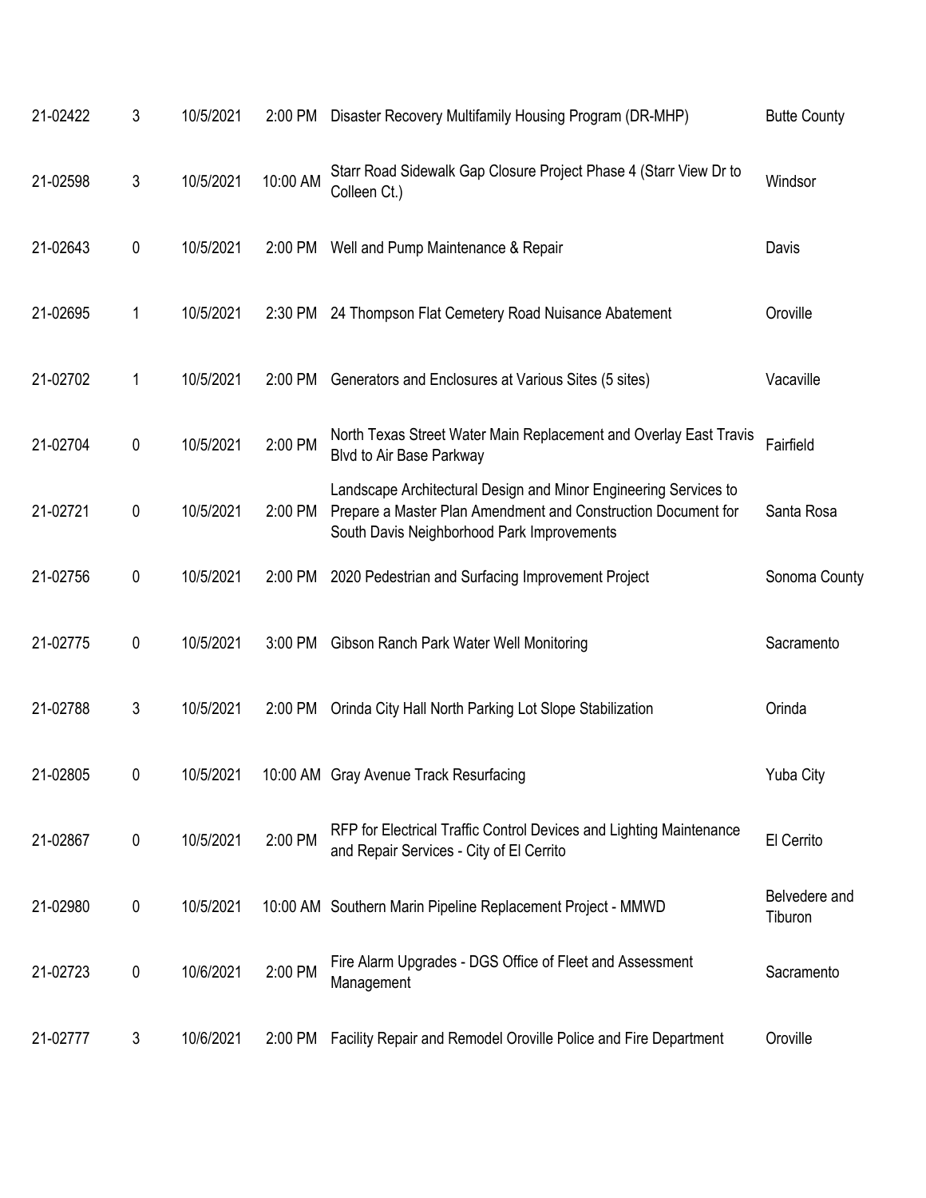| | | | | | |
|---|---|---|---|---|---|
| 21-02422 | 3 | 10/5/2021 | 2:00 PM | Disaster Recovery Multifamily Housing Program (DR-MHP) | Butte County |
| 21-02598 | 3 | 10/5/2021 | 10:00 AM | Starr Road Sidewalk Gap Closure Project Phase 4 (Starr View Dr to Colleen Ct.) | Windsor |
| 21-02643 | 0 | 10/5/2021 | 2:00 PM | Well and Pump Maintenance & Repair | Davis |
| 21-02695 | 1 | 10/5/2021 | 2:30 PM | 24 Thompson Flat Cemetery Road Nuisance Abatement | Oroville |
| 21-02702 | 1 | 10/5/2021 | 2:00 PM | Generators and Enclosures at Various Sites (5 sites) | Vacaville |
| 21-02704 | 0 | 10/5/2021 | 2:00 PM | North Texas Street Water Main Replacement and Overlay East Travis Blvd to Air Base Parkway | Fairfield |
| 21-02721 | 0 | 10/5/2021 | 2:00 PM | Landscape Architectural Design and Minor Engineering Services to Prepare a Master Plan Amendment and Construction Document for South Davis Neighborhood Park Improvements | Santa Rosa |
| 21-02756 | 0 | 10/5/2021 | 2:00 PM | 2020 Pedestrian and Surfacing Improvement Project | Sonoma County |
| 21-02775 | 0 | 10/5/2021 | 3:00 PM | Gibson Ranch Park Water Well Monitoring | Sacramento |
| 21-02788 | 3 | 10/5/2021 | 2:00 PM | Orinda City Hall North Parking Lot Slope Stabilization | Orinda |
| 21-02805 | 0 | 10/5/2021 | 10:00 AM | Gray Avenue Track Resurfacing | Yuba City |
| 21-02867 | 0 | 10/5/2021 | 2:00 PM | RFP for Electrical Traffic Control Devices and Lighting Maintenance and Repair Services - City of El Cerrito | El Cerrito |
| 21-02980 | 0 | 10/5/2021 | 10:00 AM | Southern Marin Pipeline Replacement Project - MMWD | Belvedere and Tiburon |
| 21-02723 | 0 | 10/6/2021 | 2:00 PM | Fire Alarm Upgrades - DGS Office of Fleet and Assessment Management | Sacramento |
| 21-02777 | 3 | 10/6/2021 | 2:00 PM | Facility Repair and Remodel Oroville Police and Fire Department | Oroville |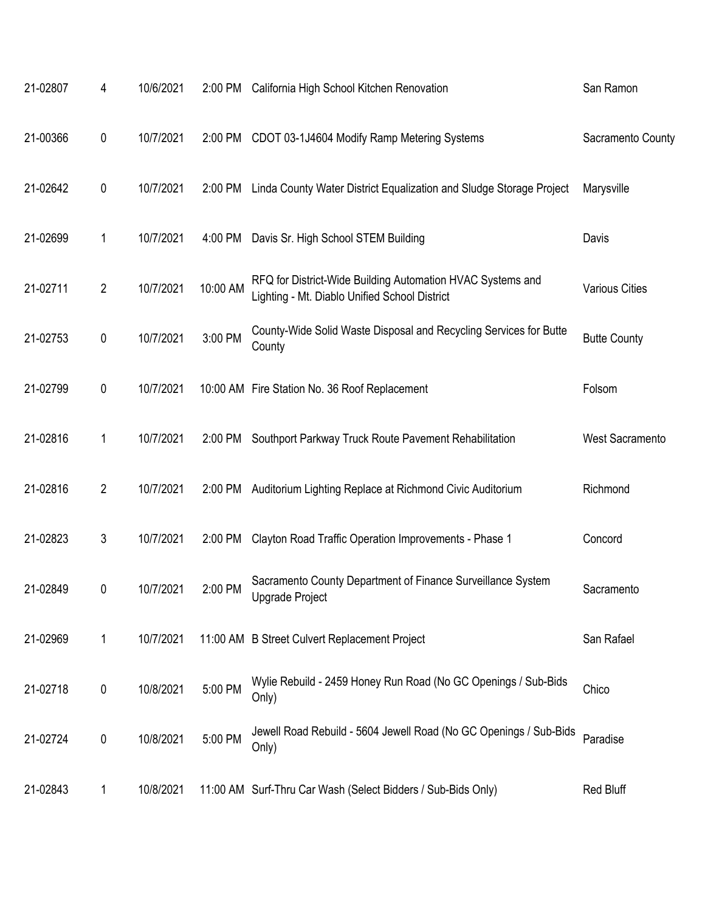| | | | | | |
|---|---|---|---|---|---|
| 21-02807 | 4 | 10/6/2021 | 2:00 PM | California High School Kitchen Renovation | San Ramon |
| 21-00366 | 0 | 10/7/2021 | 2:00 PM | CDOT 03-1J4604 Modify Ramp Metering Systems | Sacramento County |
| 21-02642 | 0 | 10/7/2021 | 2:00 PM | Linda County Water District Equalization and Sludge Storage Project | Marysville |
| 21-02699 | 1 | 10/7/2021 | 4:00 PM | Davis Sr. High School STEM Building | Davis |
| 21-02711 | 2 | 10/7/2021 | 10:00 AM | RFQ for District-Wide Building Automation HVAC Systems and Lighting - Mt. Diablo Unified School District | Various Cities |
| 21-02753 | 0 | 10/7/2021 | 3:00 PM | County-Wide Solid Waste Disposal and Recycling Services for Butte County | Butte County |
| 21-02799 | 0 | 10/7/2021 | 10:00 AM | Fire Station No. 36 Roof Replacement | Folsom |
| 21-02816 | 1 | 10/7/2021 | 2:00 PM | Southport Parkway Truck Route Pavement Rehabilitation | West Sacramento |
| 21-02816 | 2 | 10/7/2021 | 2:00 PM | Auditorium Lighting Replace at Richmond Civic Auditorium | Richmond |
| 21-02823 | 3 | 10/7/2021 | 2:00 PM | Clayton Road Traffic Operation Improvements - Phase 1 | Concord |
| 21-02849 | 0 | 10/7/2021 | 2:00 PM | Sacramento County Department of Finance Surveillance System Upgrade Project | Sacramento |
| 21-02969 | 1 | 10/7/2021 | 11:00 AM | B Street Culvert Replacement Project | San Rafael |
| 21-02718 | 0 | 10/8/2021 | 5:00 PM | Wylie Rebuild - 2459 Honey Run Road (No GC Openings / Sub-Bids Only) | Chico |
| 21-02724 | 0 | 10/8/2021 | 5:00 PM | Jewell Road Rebuild - 5604 Jewell Road (No GC Openings / Sub-Bids Only) | Paradise |
| 21-02843 | 1 | 10/8/2021 | 11:00 AM | Surf-Thru Car Wash (Select Bidders / Sub-Bids Only) | Red Bluff |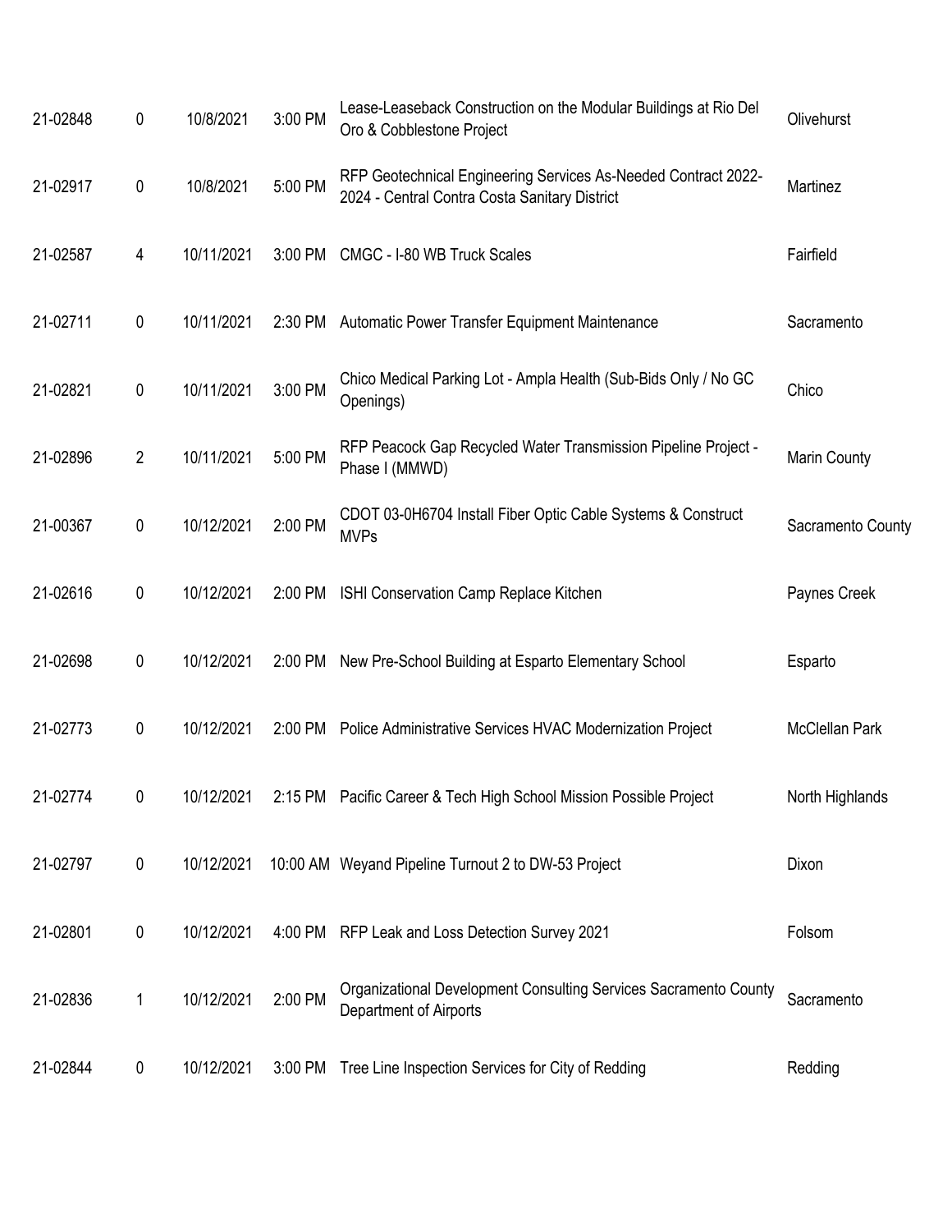|  |  |  |  |  |  |
|---|---|---|---|---|---|
| 21-02848 | 0 | 10/8/2021 | 3:00 PM | Lease-Leaseback Construction on the Modular Buildings at Rio Del Oro & Cobblestone Project | Olivehurst |
| 21-02917 | 0 | 10/8/2021 | 5:00 PM | RFP Geotechnical Engineering Services As-Needed Contract 2022-2024 - Central Contra Costa Sanitary District | Martinez |
| 21-02587 | 4 | 10/11/2021 | 3:00 PM | CMGC - I-80 WB Truck Scales | Fairfield |
| 21-02711 | 0 | 10/11/2021 | 2:30 PM | Automatic Power Transfer Equipment Maintenance | Sacramento |
| 21-02821 | 0 | 10/11/2021 | 3:00 PM | Chico Medical Parking Lot - Ampla Health (Sub-Bids Only / No GC Openings) | Chico |
| 21-02896 | 2 | 10/11/2021 | 5:00 PM | RFP Peacock Gap Recycled Water Transmission Pipeline Project - Phase I (MMWD) | Marin County |
| 21-00367 | 0 | 10/12/2021 | 2:00 PM | CDOT 03-0H6704 Install Fiber Optic Cable Systems & Construct MVPs | Sacramento County |
| 21-02616 | 0 | 10/12/2021 | 2:00 PM | ISHI Conservation Camp Replace Kitchen | Paynes Creek |
| 21-02698 | 0 | 10/12/2021 | 2:00 PM | New Pre-School Building at Esparto Elementary School | Esparto |
| 21-02773 | 0 | 10/12/2021 | 2:00 PM | Police Administrative Services HVAC Modernization Project | McClellan Park |
| 21-02774 | 0 | 10/12/2021 | 2:15 PM | Pacific Career & Tech High School Mission Possible Project | North Highlands |
| 21-02797 | 0 | 10/12/2021 | 10:00 AM | Weyand Pipeline Turnout 2 to DW-53 Project | Dixon |
| 21-02801 | 0 | 10/12/2021 | 4:00 PM | RFP Leak and Loss Detection Survey 2021 | Folsom |
| 21-02836 | 1 | 10/12/2021 | 2:00 PM | Organizational Development Consulting Services Sacramento County Department of Airports | Sacramento |
| 21-02844 | 0 | 10/12/2021 | 3:00 PM | Tree Line Inspection Services for City of Redding | Redding |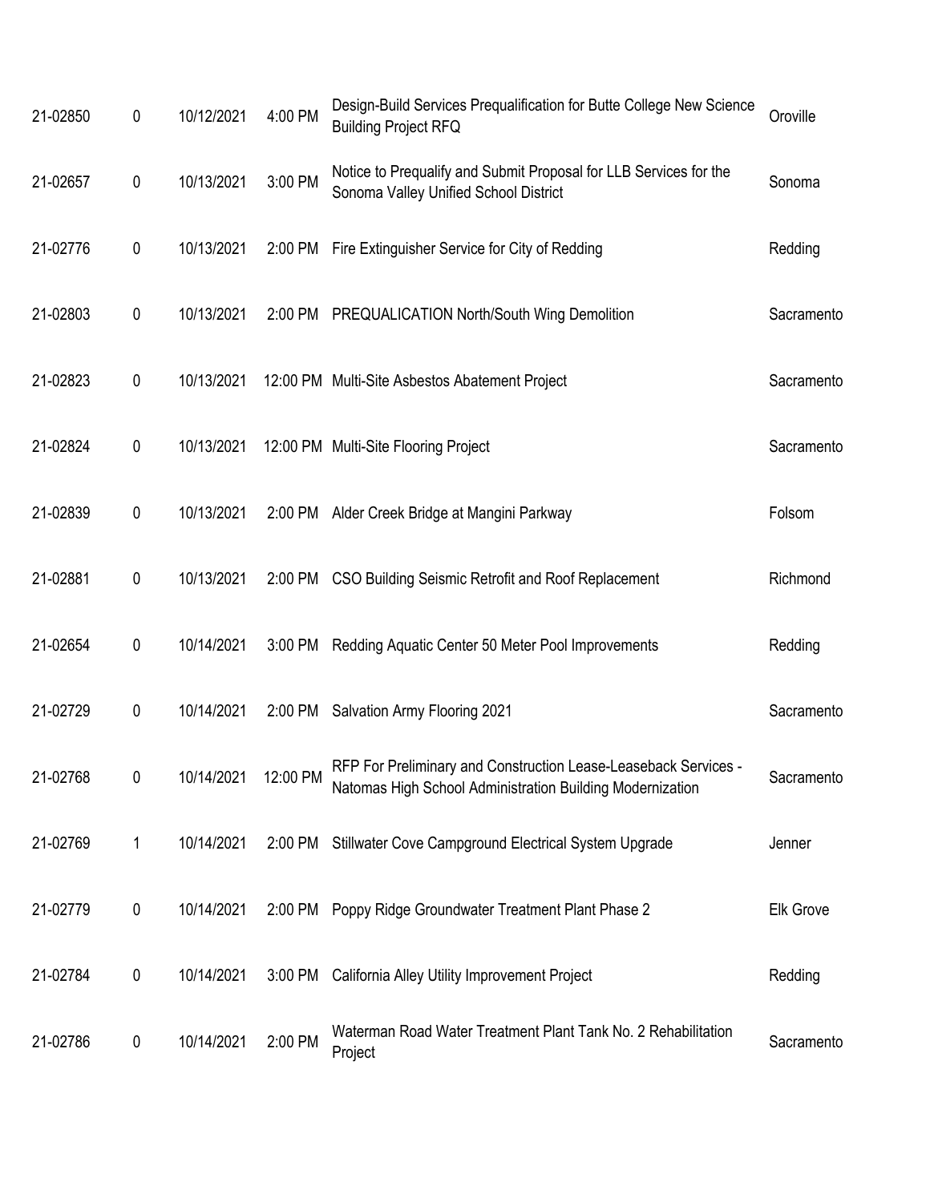| | | | | | |
|---|---|---|---|---|---|
| 21-02850 | 0 | 10/12/2021 | 4:00 PM | Design-Build Services Prequalification for Butte College New Science Building Project RFQ | Oroville |
| 21-02657 | 0 | 10/13/2021 | 3:00 PM | Notice to Prequalify and Submit Proposal for LLB Services for the Sonoma Valley Unified School District | Sonoma |
| 21-02776 | 0 | 10/13/2021 | 2:00 PM | Fire Extinguisher Service for City of Redding | Redding |
| 21-02803 | 0 | 10/13/2021 | 2:00 PM | PREQUALICATION North/South Wing Demolition | Sacramento |
| 21-02823 | 0 | 10/13/2021 | 12:00 PM | Multi-Site Asbestos Abatement Project | Sacramento |
| 21-02824 | 0 | 10/13/2021 | 12:00 PM | Multi-Site Flooring Project | Sacramento |
| 21-02839 | 0 | 10/13/2021 | 2:00 PM | Alder Creek Bridge at Mangini Parkway | Folsom |
| 21-02881 | 0 | 10/13/2021 | 2:00 PM | CSO Building Seismic Retrofit and Roof Replacement | Richmond |
| 21-02654 | 0 | 10/14/2021 | 3:00 PM | Redding Aquatic Center 50 Meter Pool Improvements | Redding |
| 21-02729 | 0 | 10/14/2021 | 2:00 PM | Salvation Army Flooring 2021 | Sacramento |
| 21-02768 | 0 | 10/14/2021 | 12:00 PM | RFP For Preliminary and Construction Lease-Leaseback Services - Natomas High School Administration Building Modernization | Sacramento |
| 21-02769 | 1 | 10/14/2021 | 2:00 PM | Stillwater Cove Campground Electrical System Upgrade | Jenner |
| 21-02779 | 0 | 10/14/2021 | 2:00 PM | Poppy Ridge Groundwater Treatment Plant Phase 2 | Elk Grove |
| 21-02784 | 0 | 10/14/2021 | 3:00 PM | California Alley Utility Improvement Project | Redding |
| 21-02786 | 0 | 10/14/2021 | 2:00 PM | Waterman Road Water Treatment Plant Tank No. 2 Rehabilitation Project | Sacramento |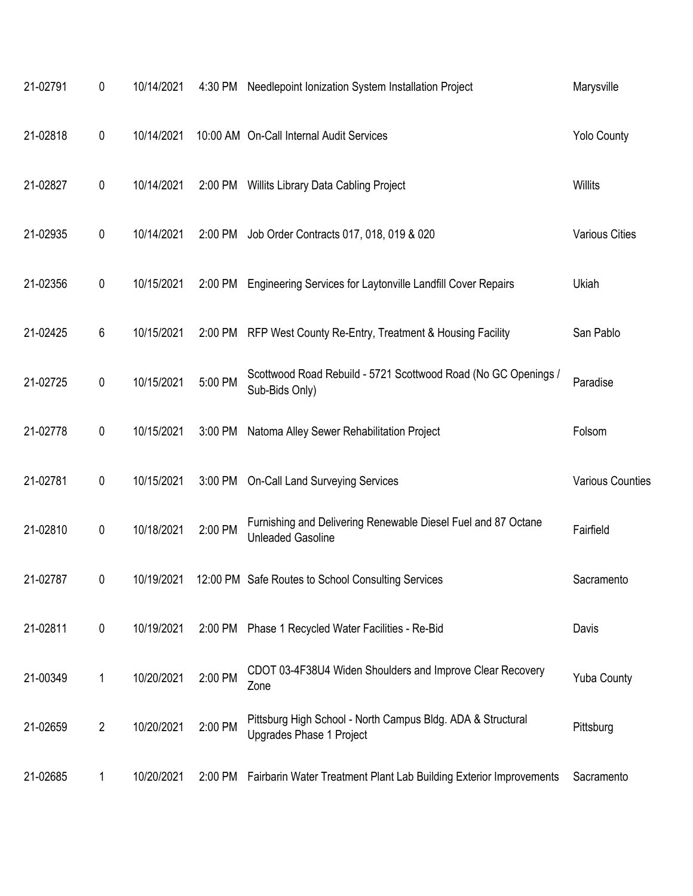| | | | | | |
|---|---|---|---|---|---|
| 21-02791 | 0 | 10/14/2021 | 4:30 PM | Needlepoint Ionization System Installation Project | Marysville |
| 21-02818 | 0 | 10/14/2021 | 10:00 AM | On-Call Internal Audit Services | Yolo County |
| 21-02827 | 0 | 10/14/2021 | 2:00 PM | Willits Library Data Cabling Project | Willits |
| 21-02935 | 0 | 10/14/2021 | 2:00 PM | Job Order Contracts 017, 018, 019 & 020 | Various Cities |
| 21-02356 | 0 | 10/15/2021 | 2:00 PM | Engineering Services for Laytonville Landfill Cover Repairs | Ukiah |
| 21-02425 | 6 | 10/15/2021 | 2:00 PM | RFP West County Re-Entry, Treatment & Housing Facility | San Pablo |
| 21-02725 | 0 | 10/15/2021 | 5:00 PM | Scottwood Road Rebuild - 5721 Scottwood Road (No GC Openings / Sub-Bids Only) | Paradise |
| 21-02778 | 0 | 10/15/2021 | 3:00 PM | Natoma Alley Sewer Rehabilitation Project | Folsom |
| 21-02781 | 0 | 10/15/2021 | 3:00 PM | On-Call Land Surveying Services | Various Counties |
| 21-02810 | 0 | 10/18/2021 | 2:00 PM | Furnishing and Delivering Renewable Diesel Fuel and 87 Octane Unleaded Gasoline | Fairfield |
| 21-02787 | 0 | 10/19/2021 | 12:00 PM | Safe Routes to School Consulting Services | Sacramento |
| 21-02811 | 0 | 10/19/2021 | 2:00 PM | Phase 1 Recycled Water Facilities - Re-Bid | Davis |
| 21-00349 | 1 | 10/20/2021 | 2:00 PM | CDOT 03-4F38U4 Widen Shoulders and Improve Clear Recovery Zone | Yuba County |
| 21-02659 | 2 | 10/20/2021 | 2:00 PM | Pittsburg High School - North Campus Bldg. ADA & Structural Upgrades Phase 1 Project | Pittsburg |
| 21-02685 | 1 | 10/20/2021 | 2:00 PM | Fairbarin Water Treatment Plant Lab Building Exterior Improvements | Sacramento |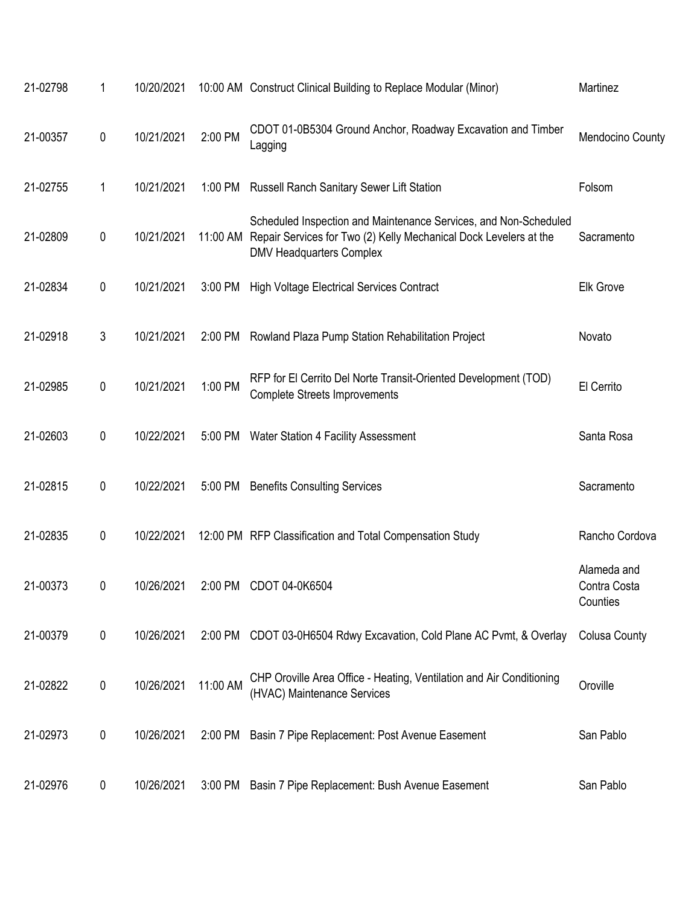| | | | | | |
|---|---|---|---|---|---|
| 21-02798 | 1 | 10/20/2021 | 10:00 AM | Construct Clinical Building to Replace Modular (Minor) | Martinez |
| 21-00357 | 0 | 10/21/2021 | 2:00 PM | CDOT 01-0B5304 Ground Anchor, Roadway Excavation and Timber Lagging | Mendocino County |
| 21-02755 | 1 | 10/21/2021 | 1:00 PM | Russell Ranch Sanitary Sewer Lift Station | Folsom |
| 21-02809 | 0 | 10/21/2021 | 11:00 AM | Scheduled Inspection and Maintenance Services, and Non-Scheduled Repair Services for Two (2) Kelly Mechanical Dock Levelers at the DMV Headquarters Complex | Sacramento |
| 21-02834 | 0 | 10/21/2021 | 3:00 PM | High Voltage Electrical Services Contract | Elk Grove |
| 21-02918 | 3 | 10/21/2021 | 2:00 PM | Rowland Plaza Pump Station Rehabilitation Project | Novato |
| 21-02985 | 0 | 10/21/2021 | 1:00 PM | RFP for El Cerrito Del Norte Transit-Oriented Development (TOD) Complete Streets Improvements | El Cerrito |
| 21-02603 | 0 | 10/22/2021 | 5:00 PM | Water Station 4 Facility Assessment | Santa Rosa |
| 21-02815 | 0 | 10/22/2021 | 5:00 PM | Benefits Consulting Services | Sacramento |
| 21-02835 | 0 | 10/22/2021 | 12:00 PM | RFP Classification and Total Compensation Study | Rancho Cordova |
| 21-00373 | 0 | 10/26/2021 | 2:00 PM | CDOT 04-0K6504 | Alameda and Contra Costa Counties |
| 21-00379 | 0 | 10/26/2021 | 2:00 PM | CDOT 03-0H6504 Rdwy Excavation, Cold Plane AC Pvmt, & Overlay | Colusa County |
| 21-02822 | 0 | 10/26/2021 | 11:00 AM | CHP Oroville Area Office - Heating, Ventilation and Air Conditioning (HVAC) Maintenance Services | Oroville |
| 21-02973 | 0 | 10/26/2021 | 2:00 PM | Basin 7 Pipe Replacement: Post Avenue Easement | San Pablo |
| 21-02976 | 0 | 10/26/2021 | 3:00 PM | Basin 7 Pipe Replacement: Bush Avenue Easement | San Pablo |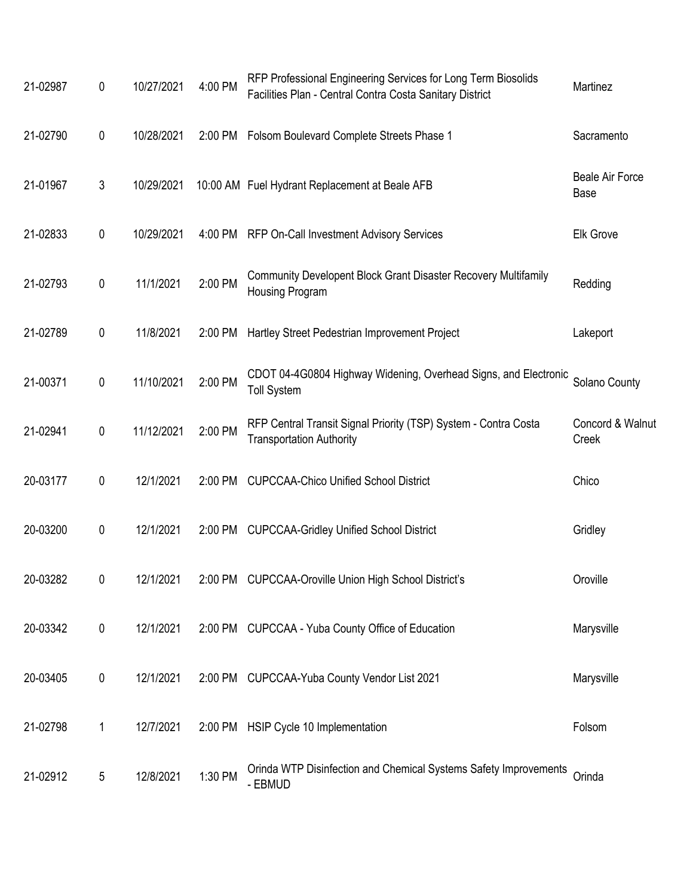| | | | | | |
|---|---|---|---|---|---|
| 21-02987 | 0 | 10/27/2021 | 4:00 PM | RFP Professional Engineering Services for Long Term Biosolids Facilities Plan - Central Contra Costa Sanitary District | Martinez |
| 21-02790 | 0 | 10/28/2021 | 2:00 PM | Folsom Boulevard Complete Streets Phase 1 | Sacramento |
| 21-01967 | 3 | 10/29/2021 | 10:00 AM | Fuel Hydrant Replacement at Beale AFB | Beale Air Force Base |
| 21-02833 | 0 | 10/29/2021 | 4:00 PM | RFP On-Call Investment Advisory Services | Elk Grove |
| 21-02793 | 0 | 11/1/2021 | 2:00 PM | Community Developent Block Grant Disaster Recovery Multifamily Housing Program | Redding |
| 21-02789 | 0 | 11/8/2021 | 2:00 PM | Hartley Street Pedestrian Improvement Project | Lakeport |
| 21-00371 | 0 | 11/10/2021 | 2:00 PM | CDOT 04-4G0804 Highway Widening, Overhead Signs, and Electronic Toll System | Solano County |
| 21-02941 | 0 | 11/12/2021 | 2:00 PM | RFP Central Transit Signal Priority (TSP) System - Contra Costa Transportation Authority | Concord & Walnut Creek |
| 20-03177 | 0 | 12/1/2021 | 2:00 PM | CUPCCAA-Chico Unified School District | Chico |
| 20-03200 | 0 | 12/1/2021 | 2:00 PM | CUPCCAA-Gridley Unified School District | Gridley |
| 20-03282 | 0 | 12/1/2021 | 2:00 PM | CUPCCAA-Oroville Union High School District's | Oroville |
| 20-03342 | 0 | 12/1/2021 | 2:00 PM | CUPCCAA - Yuba County Office of Education | Marysville |
| 20-03405 | 0 | 12/1/2021 | 2:00 PM | CUPCCAA-Yuba County Vendor List 2021 | Marysville |
| 21-02798 | 1 | 12/7/2021 | 2:00 PM | HSIP Cycle 10 Implementation | Folsom |
| 21-02912 | 5 | 12/8/2021 | 1:30 PM | Orinda WTP Disinfection and Chemical Systems Safety Improvements - EBMUD | Orinda |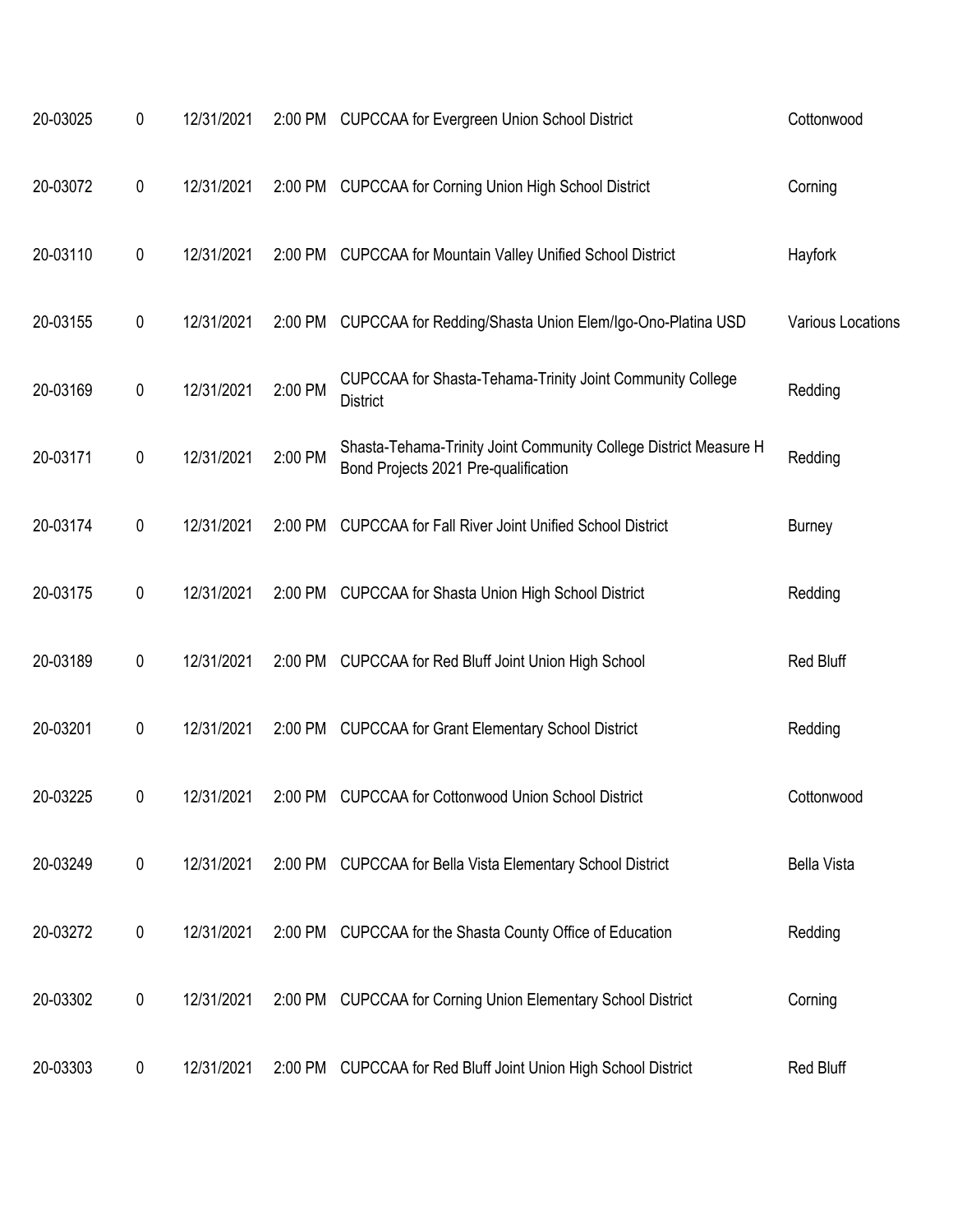| | | | | | |
|---|---|---|---|---|---|
| 20-03025 | 0 | 12/31/2021 | 2:00 PM | CUPCCAA for Evergreen Union School District | Cottonwood |
| 20-03072 | 0 | 12/31/2021 | 2:00 PM | CUPCCAA for Corning Union High School District | Corning |
| 20-03110 | 0 | 12/31/2021 | 2:00 PM | CUPCCAA for Mountain Valley Unified School District | Hayfork |
| 20-03155 | 0 | 12/31/2021 | 2:00 PM | CUPCCAA for Redding/Shasta Union Elem/Igo-Ono-Platina USD | Various Locations |
| 20-03169 | 0 | 12/31/2021 | 2:00 PM | CUPCCAA for Shasta-Tehama-Trinity Joint Community College District | Redding |
| 20-03171 | 0 | 12/31/2021 | 2:00 PM | Shasta-Tehama-Trinity Joint Community College District Measure H Bond Projects 2021 Pre-qualification | Redding |
| 20-03174 | 0 | 12/31/2021 | 2:00 PM | CUPCCAA for Fall River Joint Unified School District | Burney |
| 20-03175 | 0 | 12/31/2021 | 2:00 PM | CUPCCAA for Shasta Union High School District | Redding |
| 20-03189 | 0 | 12/31/2021 | 2:00 PM | CUPCCAA for Red Bluff Joint Union High School | Red Bluff |
| 20-03201 | 0 | 12/31/2021 | 2:00 PM | CUPCCAA for Grant Elementary School District | Redding |
| 20-03225 | 0 | 12/31/2021 | 2:00 PM | CUPCCAA for Cottonwood Union School District | Cottonwood |
| 20-03249 | 0 | 12/31/2021 | 2:00 PM | CUPCCAA for Bella Vista Elementary School District | Bella Vista |
| 20-03272 | 0 | 12/31/2021 | 2:00 PM | CUPCCAA for the Shasta County Office of Education | Redding |
| 20-03302 | 0 | 12/31/2021 | 2:00 PM | CUPCCAA for Corning Union Elementary School District | Corning |
| 20-03303 | 0 | 12/31/2021 | 2:00 PM | CUPCCAA for Red Bluff Joint Union High School District | Red Bluff |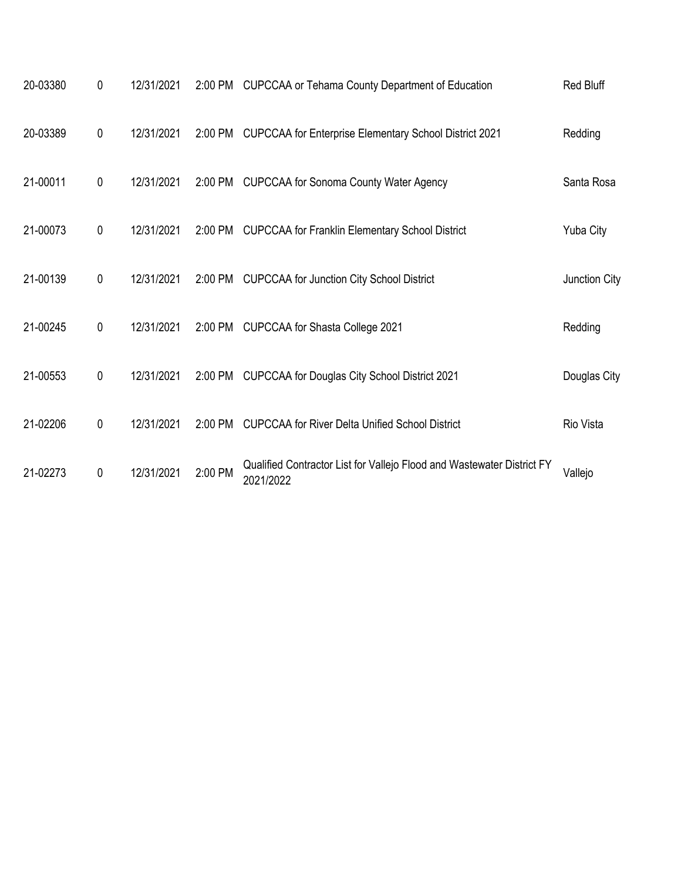| | | | | | |
|---|---|---|---|---|---|
| 20-03380 | 0 | 12/31/2021 | 2:00 PM | CUPCCAA or Tehama County Department of Education | Red Bluff |
| 20-03389 | 0 | 12/31/2021 | 2:00 PM | CUPCCAA for Enterprise Elementary School District 2021 | Redding |
| 21-00011 | 0 | 12/31/2021 | 2:00 PM | CUPCCAA for Sonoma County Water Agency | Santa Rosa |
| 21-00073 | 0 | 12/31/2021 | 2:00 PM | CUPCCAA for Franklin Elementary School District | Yuba City |
| 21-00139 | 0 | 12/31/2021 | 2:00 PM | CUPCCAA for Junction City School District | Junction City |
| 21-00245 | 0 | 12/31/2021 | 2:00 PM | CUPCCAA for Shasta College 2021 | Redding |
| 21-00553 | 0 | 12/31/2021 | 2:00 PM | CUPCCAA for Douglas City School District 2021 | Douglas City |
| 21-02206 | 0 | 12/31/2021 | 2:00 PM | CUPCCAA for River Delta Unified School District | Rio Vista |
| 21-02273 | 0 | 12/31/2021 | 2:00 PM | Qualified Contractor List for Vallejo Flood and Wastewater District FY 2021/2022 | Vallejo |